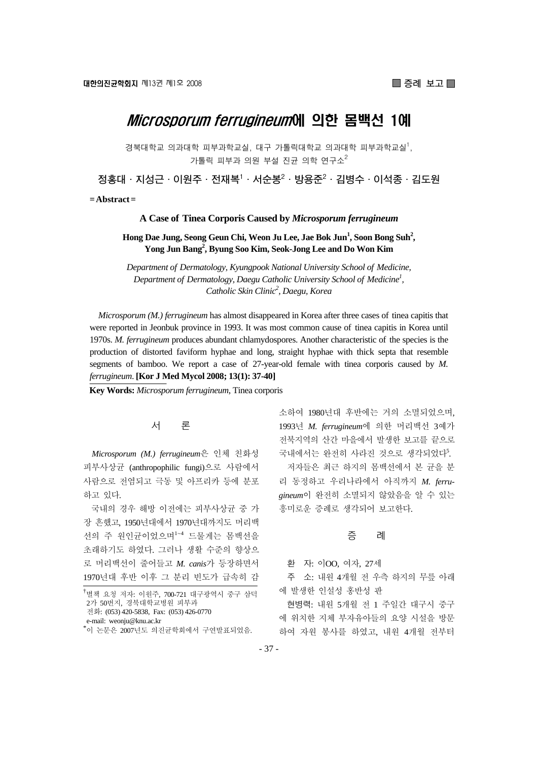# *Microsporum ferrugineum*에 의한 몸백선 1예

경북대학교 의과대학 피부과학교실, 대구 가톨릭대학교 의과대학 피부과학교실[1], 가톨릭 피부과 의원 부설 진균 의학 연구소[2]

정홍대 · 지성근 · 이원주 · 전재복[1] · 서순봉[2] · 방용준[2] · 김병수 · 이석종 · 김도원

**= Abstract =**

**A Case of Tinea Corporis Caused by *Microsporum ferrugineum***

**Hong Dae Jung, Seong Geun Chi, Weon Ju Lee, Jae Bok Jun[1], Soon Bong Suh[2], Yong Jun Bang[2], Byung Soo Kim, Seok-Jong Lee and Do Won Kim**

*Department of Dermatology, Kyungpook National University School of Medicine, Department of Dermatology, Daegu Catholic University School of Medicine[1], Catholic Skin Clinic[2], Daegu, Korea*

*Microsporum (M.) ferrugineum* has almost disappeared in Korea after three cases of tinea capitis that were reported in Jeonbuk province in 1993. It was most common cause of tinea capitis in Korea until 1970s. *M. ferrugineum* produces abundant chlamydospores. Another characteristic of the species is the production of distorted faviform hyphae and long, straight hyphae with thick septa that resemble segments of bamboo. We report a case of 27-year-old female with tinea corporis caused by *M. ferrugineum*. **[Kor J Med Mycol 2008; 13(1): 37-40]**

**Key Words:** *Microsporum ferrugineum*, Tinea corporis

## 서 론

*Microsporum (M.) ferrugineum*은 인체 친화성 피부사상균 (anthropophilic fungi)으로 사람에서 사람으로 전염되고 극동 및 아프리카 등에 분포하고 있다.

국내의 경우 해방 이전에는 피부사상균 중 가장 흔했고, 1950년대에서 1970년대까지도 머리백선의 주 원인균이었으며[1~4] 드물게는 몸백선을 초래하기도 하였다. 그러나 생활 수준의 향상으로 머리백선이 줄어들고 *M. canis*가 등장하면서 1970년대 후반 이후 그 분리 빈도가 급속히 감소하여 1980년대 후반에는 거의 소멸되었으며, 1993년 *M. ferrugineum*에 의한 머리백선 3예가 전북지역의 산간 마을에서 발생한 보고를 끝으로 국내에서는 완전히 사라진 것으로 생각되었다[5].

저자들은 최근 하지의 몸백선에서 본 균을 분리 동정하고 우리나라에서 아직까지 *M. ferrugineum*이 완전히 소멸되지 않았음을 알 수 있는 흥미로운 증례로 생각되어 보고한다.

## 증 례

환 자: 이OO, 여자, 27세

주 소: 내원 4개월 전 우측 하지의 무릎 아래에 발생한 인설성 홍반성 판

현병력: 내원 5개월 전 1 주일간 대구시 중구에 위치한 지체 부자유아들의 요양 시설을 방문하여 자원 봉사를 하였고, 내원 4개월 전부터

---

†별책 요청 저자: 이원주, 700-721 대구광역시 중구 삼덕 2가 50번지, 경북대학교병원 피부과
전화: (053) 420-5838, Fax: (053) 426-0770
e-mail: weonju@knu.ac.kr

*이 논문은 2007년도 의진균학회에서 구연발표되었음.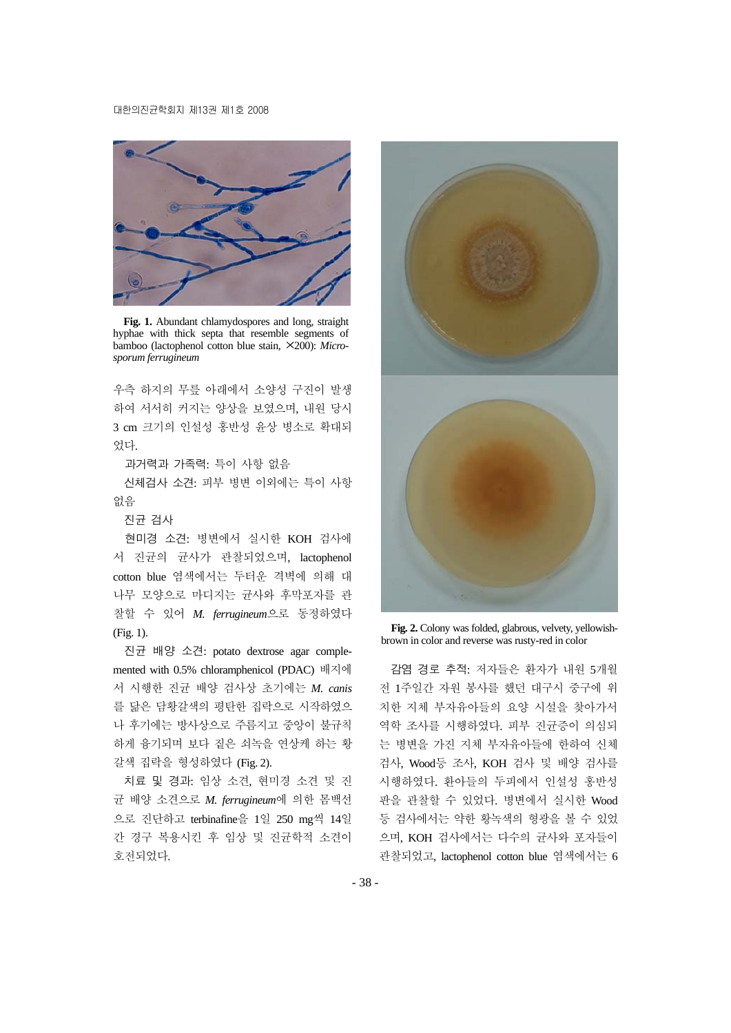**Fig. 1.** Abundant chlamydospores and long, straight hyphae with thick septa that resemble segments of bamboo (lactophenol cotton blue stain, ×200): *Microsporum ferrugineum*

우측 하지의 무릎 아래에서 소양성 구진이 발생하여 서서히 커지는 양상을 보였으며, 내원 당시 3 cm 크기의 인설성 홍반성 윤상 병소로 확대되었다.

과거력과 가족력: 특이 사항 없음

신체검사 소견: 피부 병변 이외에는 특이 사항 없음

진균 검사

현미경 소견: 병변에서 실시한 KOH 검사에서 진균의 균사가 관찰되었으며, lactophenol cotton blue 염색에서는 두터운 격벽에 의해 대나무 모양으로 마디지는 균사와 후막포자를 관찰할 수 있어 *M. ferrugineum*으로 동정하였다 (Fig. 1).

진균 배양 소견: potato dextrose agar complemented with 0.5% chloramphenicol (PDAC) 배지에서 시행한 진균 배양 검사상 초기에는 *M. canis*를 닮은 담황갈색의 평탄한 집락으로 시작하였으나 후기에는 방사상으로 주름지고 중앙이 불규칙하게 융기되며 보다 짙은 쇠녹을 연상케 하는 황갈색 집락을 형성하였다 (Fig. 2).

치료 및 경과: 임상 소견, 현미경 소견 및 진균 배양 소견으로 *M. ferrugineum*에 의한 몸백선으로 진단하고 terbinafine을 1일 250 mg씩 14일간 경구 복용시킨 후 임상 및 진균학적 소견이 호전되었다.

**Fig. 2.** Colony was folded, glabrous, velvety, yellowish-brown in color and reverse was rusty-red in color

감염 경로 추적: 저자들은 환자가 내원 5개월 전 1주일간 자원 봉사를 했던 대구시 중구에 위치한 지체 부자유아들의 요양 시설을 찾아가서 역학 조사를 시행하였다. 피부 진균증이 의심되는 병변을 가진 지체 부자유아들에 한하여 신체검사, Wood등 조사, KOH 검사 및 배양 검사를 시행하였다. 환아들의 두피에서 인설성 홍반성 판을 관찰할 수 있었다. 병변에서 실시한 Wood등 검사에서는 약한 황녹색의 형광을 볼 수 있었으며, KOH 검사에서는 다수의 균사와 포자들이 관찰되었고, lactophenol cotton blue 염색에서는 6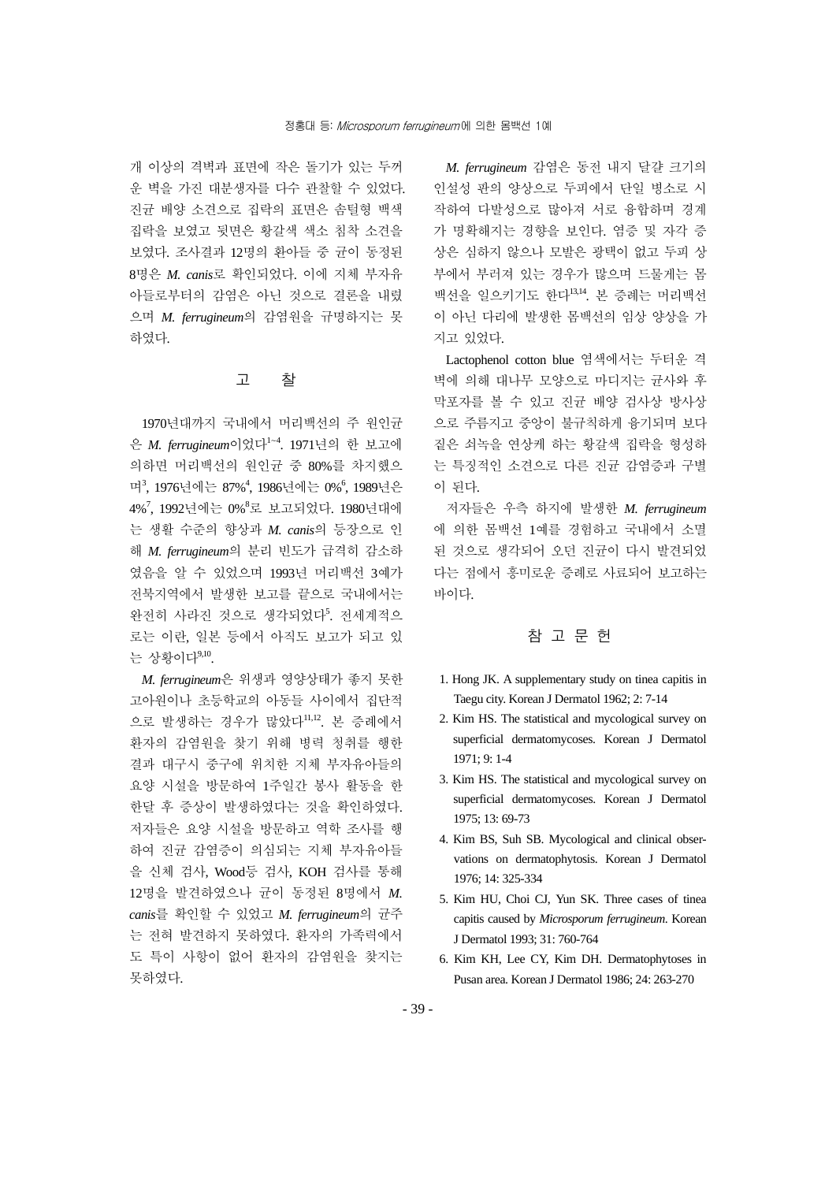개 이상의 격벽과 표면에 작은 돌기가 있는 두꺼운 벽을 가진 대분생자를 다수 관찰할 수 있었다. 진균 배양 소견으로 집락의 표면은 솜털형 백색 집락을 보였고 뒷면은 황갈색 색소 침착 소견을 보였다. 조사결과 12명의 환아들 중 균이 동정된 8명은 *M. canis*로 확인되었다. 이에 지체 부자유아들로부터의 감염은 아닌 것으로 결론을 내렸으며 *M. ferrugineum*의 감염원을 규명하지는 못하였다.

## 고 찰

1970년대까지 국내에서 머리백선의 주 원인균은 *M. ferrugineum*이었다[1~4]. 1971년의 한 보고에 의하면 머리백선의 원인균 중 80%를 차지했으며[3], 1976년에는 87%[4], 1986년에는 0%[6], 1989년은 4%[7], 1992년에는 0%[8]로 보고되었다. 1980년대에는 생활 수준의 향상과 *M. canis*의 등장으로 인해 *M. ferrugineum*의 분리 빈도가 급격히 감소하였음을 알 수 있었으며 1993년 머리백선 3예가 전북지역에서 발생한 보고를 끝으로 국내에서는 완전히 사라진 것으로 생각되었다[5]. 전세계적으로는 이란, 일본 등에서 아직도 보고가 되고 있는 상황이다[9,10].

*M. ferrugineum*은 위생과 영양상태가 좋지 못한 고아원이나 초등학교의 아동들 사이에서 집단적으로 발생하는 경우가 많았다[11,12]. 본 증례에서 환자의 감염원을 찾기 위해 병력 청취를 행한 결과 대구시 중구에 위치한 지체 부자유아들의 요양 시설을 방문하여 1주일간 봉사 활동을 한 한달 후 증상이 발생하였다는 것을 확인하였다. 저자들은 요양 시설을 방문하고 역학 조사를 행하여 진균 감염증이 의심되는 지체 부자유아들을 신체 검사, Wood등 검사, KOH 검사를 통해 12명을 발견하였으나 균이 동정된 8명에서 *M. canis*를 확인할 수 있었고 *M. ferrugineum*의 균주는 전혀 발견하지 못하였다. 환자의 가족력에서도 특이 사항이 없어 환자의 감염원을 찾지는 못하였다.

*M. ferrugineum* 감염은 동전 내지 달걀 크기의 인설성 판의 양상으로 두피에서 단일 병소로 시작하여 다발성으로 많아져 서로 융합하며 경계가 명확해지는 경향을 보인다. 염증 및 자각 증상은 심하지 않으나 모발은 광택이 없고 두피 상부에서 부러져 있는 경우가 많으며 드물게는 몸백선을 일으키기도 한다[13,14]. 본 증례는 머리백선이 아닌 다리에 발생한 몸백선의 임상 양상을 가지고 있었다.

Lactophenol cotton blue 염색에서는 두터운 격벽에 의해 대나무 모양으로 마디지는 균사와 후막포자를 볼 수 있고 진균 배양 검사상 방사상으로 주름지고 중앙이 불규칙하게 융기되며 보다 짙은 쇠녹을 연상케 하는 황갈색 집락을 형성하는 특징적인 소견으로 다른 진균 감염증과 구별이 된다.

저자들은 우측 하지에 발생한 *M. ferrugineum*에 의한 몸백선 1예를 경험하고 국내에서 소멸된 것으로 생각되어 오던 진균이 다시 발견되었다는 점에서 흥미로운 증례로 사료되어 보고하는 바이다.

## 참 고 문 헌

1. Hong JK. A supplementary study on tinea capitis in Taegu city. Korean J Dermatol 1962; 2: 7-14
2. Kim HS. The statistical and mycological survey on superficial dermatomycoses. Korean J Dermatol 1971; 9: 1-4
3. Kim HS. The statistical and mycological survey on superficial dermatomycoses. Korean J Dermatol 1975; 13: 69-73
4. Kim BS, Suh SB. Mycological and clinical observations on dermatophytosis. Korean J Dermatol 1976; 14: 325-334
5. Kim HU, Choi CJ, Yun SK. Three cases of tinea capitis caused by *Microsporum ferrugineum*. Korean J Dermatol 1993; 31: 760-764
6. Kim KH, Lee CY, Kim DH. Dermatophytoses in Pusan area. Korean J Dermatol 1986; 24: 263-270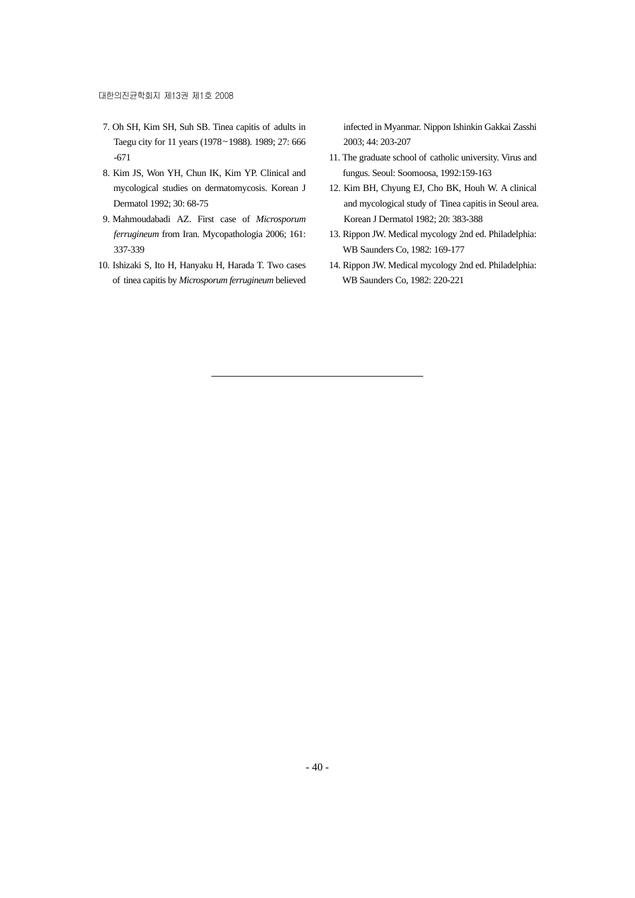7. Oh SH, Kim SH, Suh SB. Tinea capitis of adults in Taegu city for 11 years (1978~1988). 1989; 27: 666-671
8. Kim JS, Won YH, Chun IK, Kim YP. Clinical and mycological studies on dermatomycosis. Korean J Dermatol 1992; 30: 68-75
9. Mahmoudabadi AZ. First case of *Microsporum ferrugineum* from Iran. Mycopathologia 2006; 161: 337-339
10. Ishizaki S, Ito H, Hanyaku H, Harada T. Two cases of tinea capitis by *Microsporum ferrugineum* believed infected in Myanmar. Nippon Ishinkin Gakkai Zasshi 2003; 44: 203-207
11. The graduate school of catholic university. Virus and fungus. Seoul: Soomoosa, 1992:159-163
12. Kim BH, Chyung EJ, Cho BK, Houh W. A clinical and mycological study of Tinea capitis in Seoul area. Korean J Dermatol 1982; 20: 383-388
13. Rippon JW. Medical mycology 2nd ed. Philadelphia: WB Saunders Co, 1982: 169-177
14. Rippon JW. Medical mycology 2nd ed. Philadelphia: WB Saunders Co, 1982: 220-221